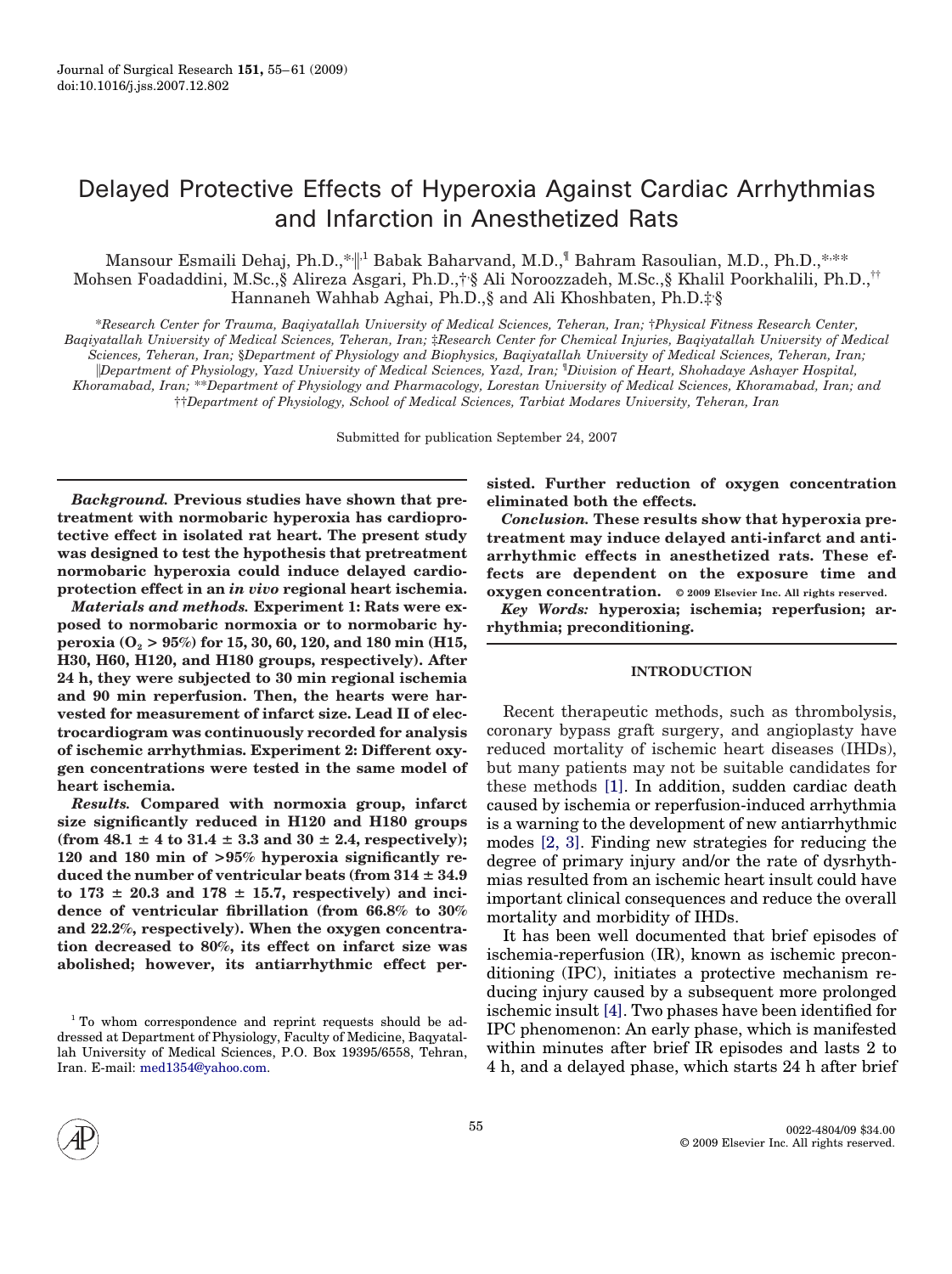Journal of Surgical Research 151, 55–61 (2009)
doi:10.1016/j.jss.2007.12.802

# Delayed Protective Effects of Hyperoxia Against Cardiac Arrhythmias and Infarction in Anesthetized Rats

Mansour Esmaili Dehaj, Ph.D.,*,‖,1 Babak Baharvand, M.D.,¶ Bahram Rasoulian, M.D., Ph.D.,*,** Mohsen Foadaddini, M.Sc.,§ Alireza Asgari, Ph.D.,†,§ Ali Noroozzadeh, M.Sc.,§ Khalil Poorkhalili, Ph.D.,†† Hannaneh Wahhab Aghai, Ph.D.,§ and Ali Khoshbaten, Ph.D.‡,§

*Research Center for Trauma, Baqiyatallah University of Medical Sciences, Teheran, Iran; †Physical Fitness Research Center, Baqiyatallah University of Medical Sciences, Teheran, Iran; ‡Research Center for Chemical Injuries, Baqiyatallah University of Medical Sciences, Teheran, Iran; §Department of Physiology and Biophysics, Baqiyatallah University of Medical Sciences, Teheran, Iran; ‖Department of Physiology, Yazd University of Medical Sciences, Yazd, Iran; ¶Division of Heart, Shohadaye Ashayer Hospital, Khoramabad, Iran; **Department of Physiology and Pharmacology, Lorestan University of Medical Sciences, Khoramabad, Iran; and ††Department of Physiology, School of Medical Sciences, Tarbiat Modares University, Teheran, Iran

Submitted for publication September 24, 2007

***Background.*** **Previous studies have shown that pretreatment with normobaric hyperoxia has cardioprotective effect in isolated rat heart. The present study was designed to test the hypothesis that pretreatment normobaric hyperoxia could induce delayed cardioprotection effect in an *in vivo* regional heart ischemia.**

***Materials and methods.*** **Experiment 1: Rats were exposed to normobaric normoxia or to normobaric hyperoxia ($O_2 > 95\%$) for 15, 30, 60, 120, and 180 min (H15, H30, H60, H120, and H180 groups, respectively). After 24 h, they were subjected to 30 min regional ischemia and 90 min reperfusion. Then, the hearts were harvested for measurement of infarct size. Lead II of electrocardiogram was continuously recorded for analysis of ischemic arrhythmias. Experiment 2: Different oxygen concentrations were tested in the same model of heart ischemia.**

***Results.*** **Compared with normoxia group, infarct size significantly reduced in H120 and H180 groups (from 48.1 ± 4 to 31.4 ± 3.3 and 30 ± 2.4, respectively); 120 and 180 min of >95% hyperoxia significantly reduced the number of ventricular beats (from 314 ± 34.9 to 173 ± 20.3 and 178 ± 15.7, respectively) and incidence of ventricular fibrillation (from 66.8% to 30% and 22.2%, respectively). When the oxygen concentration decreased to 80%, its effect on infarct size was abolished; however, its antiarrhythmic effect persisted. Further reduction of oxygen concentration eliminated both the effects.**

***Conclusion.*** **These results show that hyperoxia pretreatment may induce delayed anti-infarct and antiarrhythmic effects in anesthetized rats. These effects are dependent on the exposure time and oxygen concentration.** © 2009 Elsevier Inc. All rights reserved.

***Key Words:*** **hyperoxia; ischemia; reperfusion; arrhythmia; preconditioning.**

## INTRODUCTION

Recent therapeutic methods, such as thrombolysis, coronary bypass graft surgery, and angioplasty have reduced mortality of ischemic heart diseases (IHDs), but many patients may not be suitable candidates for these methods [1]. In addition, sudden cardiac death caused by ischemia or reperfusion-induced arrhythmia is a warning to the development of new antiarrhythmic modes [2, 3]. Finding new strategies for reducing the degree of primary injury and/or the rate of dysrhythmias resulted from an ischemic heart insult could have important clinical consequences and reduce the overall mortality and morbidity of IHDs.

It has been well documented that brief episodes of ischemia-reperfusion (IR), known as ischemic preconditioning (IPC), initiates a protective mechanism reducing injury caused by a subsequent more prolonged ischemic insult [4]. Two phases have been identified for IPC phenomenon: An early phase, which is manifested within minutes after brief IR episodes and lasts 2 to 4 h, and a delayed phase, which starts 24 h after brief

[1] To whom correspondence and reprint requests should be addressed at Department of Physiology, Faculty of Medicine, Baqyatallah University of Medical Sciences, P.O. Box 19395/6558, Tehran, Iran. E-mail: med1354@yahoo.com.

0022-4804/09 $34.00
© 2009 Elsevier Inc. All rights reserved.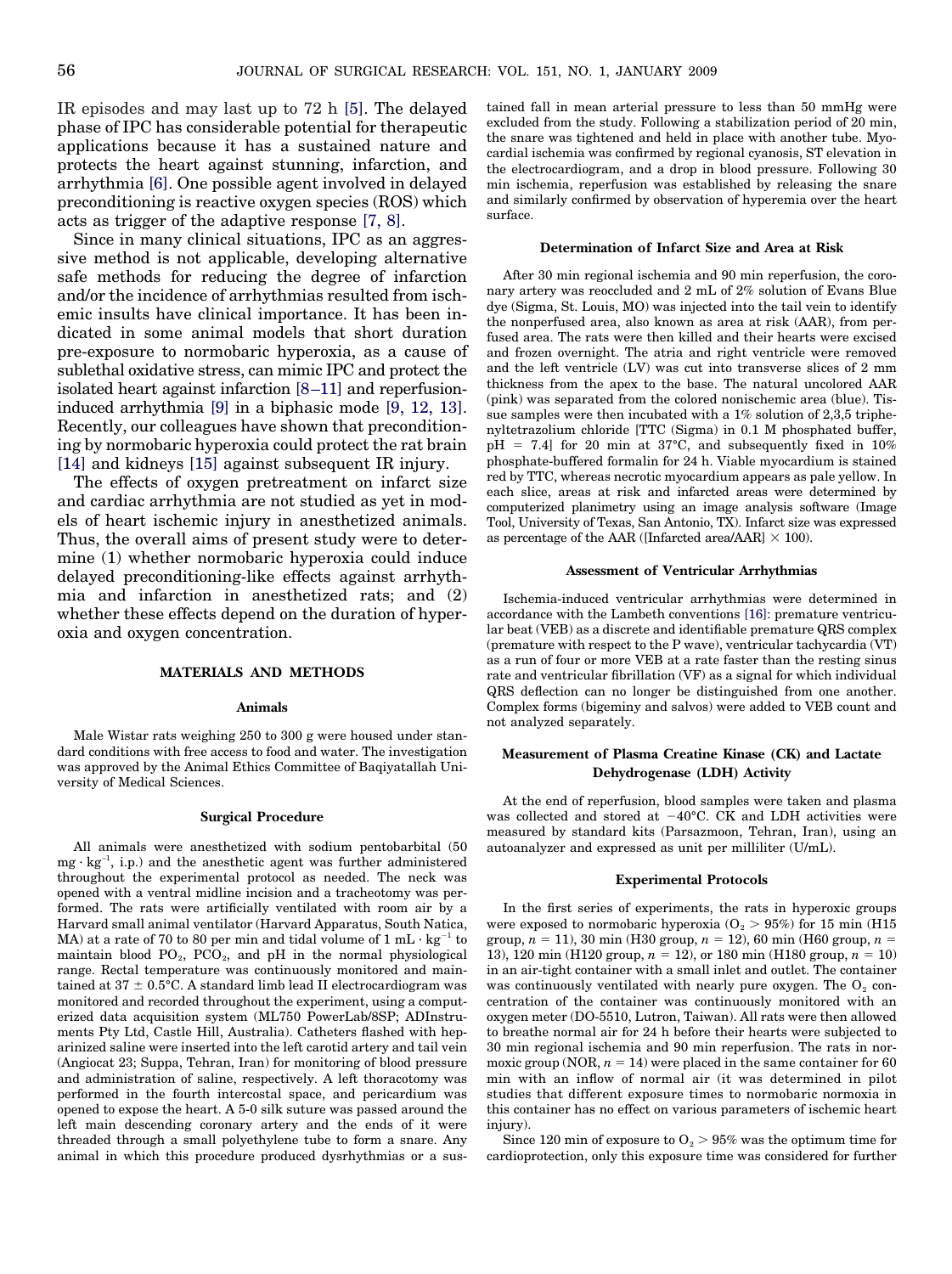IR episodes and may last up to 72 h [5]. The delayed phase of IPC has considerable potential for therapeutic applications because it has a sustained nature and protects the heart against stunning, infarction, and arrhythmia [6]. One possible agent involved in delayed preconditioning is reactive oxygen species (ROS) which acts as trigger of the adaptive response [7, 8].

Since in many clinical situations, IPC as an aggressive method is not applicable, developing alternative safe methods for reducing the degree of infarction and/or the incidence of arrhythmias resulted from ischemic insults have clinical importance. It has been indicated in some animal models that short duration pre-exposure to normobaric hyperoxia, as a cause of sublethal oxidative stress, can mimic IPC and protect the isolated heart against infarction [8–11] and reperfusion-induced arrhythmia [9] in a biphasic mode [9, 12, 13]. Recently, our colleagues have shown that preconditioning by normobaric hyperoxia could protect the rat brain [14] and kidneys [15] against subsequent IR injury.

The effects of oxygen pretreatment on infarct size and cardiac arrhythmia are not studied as yet in models of heart ischemic injury in anesthetized animals. Thus, the overall aims of present study were to determine (1) whether normobaric hyperoxia could induce delayed preconditioning-like effects against arrhythmia and infarction in anesthetized rats; and (2) whether these effects depend on the duration of hyperoxia and oxygen concentration.

## MATERIALS AND METHODS

### Animals

Male Wistar rats weighing 250 to 300 g were housed under standard conditions with free access to food and water. The investigation was approved by the Animal Ethics Committee of Baqiyatallah University of Medical Sciences.

### Surgical Procedure

All animals were anesthetized with sodium pentobarbital (50 $mg \cdot kg^{-1}$, i.p.) and the anesthetic agent was further administered throughout the experimental protocol as needed. The neck was opened with a ventral midline incision and a tracheotomy was performed. The rats were artificially ventilated with room air by a Harvard small animal ventilator (Harvard Apparatus, South Natica, MA) at a rate of 70 to 80 per min and tidal volume of 1 $mL \cdot kg^{-1}$ to maintain blood $PO_2$, $PCO_2$, and pH in the normal physiological range. Rectal temperature was continuously monitored and maintained at 37 ± 0.5°C. A standard limb lead II electrocardiogram was monitored and recorded throughout the experiment, using a computerized data acquisition system (ML750 PowerLab/8SP; ADInstruments Pty Ltd, Castle Hill, Australia). Catheters flashed with heparinized saline were inserted into the left carotid artery and tail vein (Angiocat 23; Suppa, Tehran, Iran) for monitoring of blood pressure and administration of saline, respectively. A left thoracotomy was performed in the fourth intercostal space, and pericardium was opened to expose the heart. A 5-0 silk suture was passed around the left main descending coronary artery and the ends of it were threaded through a small polyethylene tube to form a snare. Any animal in which this procedure produced dysrhythmias or a sustained fall in mean arterial pressure to less than 50 mmHg were excluded from the study. Following a stabilization period of 20 min, the snare was tightened and held in place with another tube. Myocardial ischemia was confirmed by regional cyanosis, ST elevation in the electrocardiogram, and a drop in blood pressure. Following 30 min ischemia, reperfusion was established by releasing the snare and similarly confirmed by observation of hyperemia over the heart surface.

### Determination of Infarct Size and Area at Risk

After 30 min regional ischemia and 90 min reperfusion, the coronary artery was reoccluded and 2 mL of 2% solution of Evans Blue dye (Sigma, St. Louis, MO) was injected into the tail vein to identify the nonperfused area, also known as area at risk (AAR), from perfused area. The rats were then killed and their hearts were excised and frozen overnight. The atria and right ventricle were removed and the left ventricle (LV) was cut into transverse slices of 2 mm thickness from the apex to the base. The natural uncolored AAR (pink) was separated from the colored nonischemic area (blue). Tissue samples were then incubated with a 1% solution of 2,3,5 triphenyltetrazolium chloride [TTC (Sigma) in 0.1 M phosphated buffer, pH = 7.4] for 20 min at 37°C, and subsequently fixed in 10% phosphate-buffered formalin for 24 h. Viable myocardium is stained red by TTC, whereas necrotic myocardium appears as pale yellow. In each slice, areas at risk and infarcted areas were determined by computerized planimetry using an image analysis software (Image Tool, University of Texas, San Antonio, TX). Infarct size was expressed as percentage of the AAR ([Infarcted area/AAR] × 100).

### Assessment of Ventricular Arrhythmias

Ischemia-induced ventricular arrhythmias were determined in accordance with the Lambeth conventions [16]: premature ventricular beat (VEB) as a discrete and identifiable premature QRS complex (premature with respect to the P wave), ventricular tachycardia (VT) as a run of four or more VEB at a rate faster than the resting sinus rate and ventricular fibrillation (VF) as a signal for which individual QRS deflection can no longer be distinguished from one another. Complex forms (bigeminy and salvos) were added to VEB count and not analyzed separately.

### Measurement of Plasma Creatine Kinase (CK) and Lactate Dehydrogenase (LDH) Activity

At the end of reperfusion, blood samples were taken and plasma was collected and stored at −40°C. CK and LDH activities were measured by standard kits (Parsazmoon, Tehran, Iran), using an autoanalyzer and expressed as unit per milliliter (U/mL).

### Experimental Protocols

In the first series of experiments, the rats in hyperoxic groups were exposed to normobaric hyperoxia ($O_2 > 95\%$) for 15 min (H15 group, $n = 11$), 30 min (H30 group, $n = 12$), 60 min (H60 group, $n = 13$), 120 min (H120 group, $n = 12$), or 180 min (H180 group, $n = 10$) in an air-tight container with a small inlet and outlet. The container was continuously ventilated with nearly pure oxygen. The $O_2$ concentration of the container was continuously monitored with an oxygen meter (DO-5510, Lutron, Taiwan). All rats were then allowed to breathe normal air for 24 h before their hearts were subjected to 30 min regional ischemia and 90 min reperfusion. The rats in normoxic group (NOR, $n = 14$) were placed in the same container for 60 min with an inflow of normal air (it was determined in pilot studies that different exposure times to normobaric normoxia in this container has no effect on various parameters of ischemic heart injury).

Since 120 min of exposure to $O_2 > 95\%$ was the optimum time for cardioprotection, only this exposure time was considered for further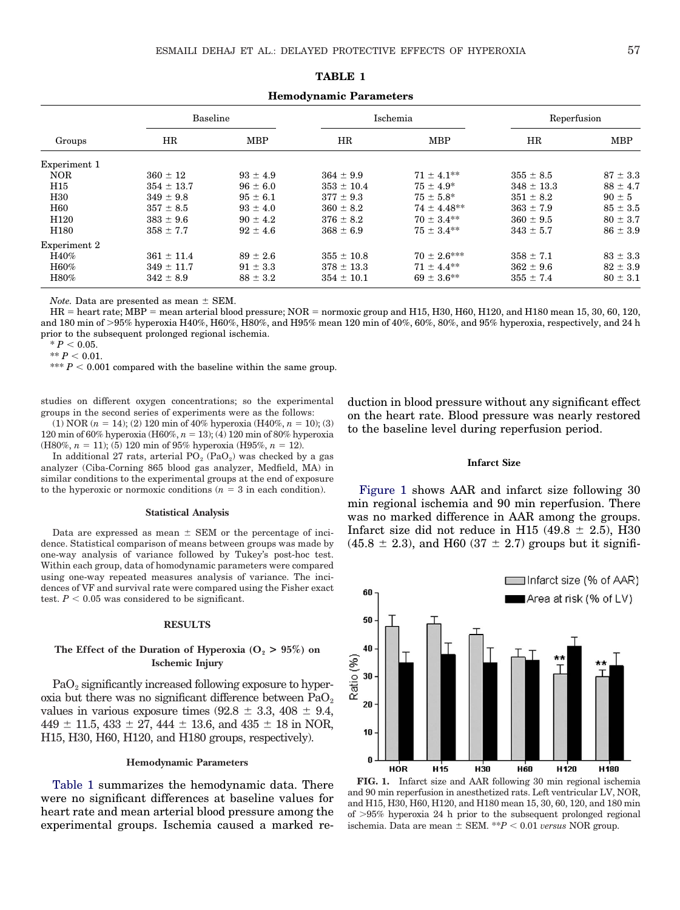**TABLE 1**

**Hemodynamic Parameters**

| Groups | Baseline | | Ischemia | | Reperfusion | |
|---|---|---|---|---|---|---|
| | HR | MBP | HR | MBP | HR | MBP |
| Experiment 1 | | | | | | |
| NOR | 360 ± 12 | 93 ± 4.9 | 364 ± 9.9 | 71 ± 4.1** | 355 ± 8.5 | 87 ± 3.3 |
| H15 | 354 ± 13.7 | 96 ± 6.0 | 353 ± 10.4 | 75 ± 4.9* | 348 ± 13.3 | 88 ± 4.7 |
| H30 | 349 ± 9.8 | 95 ± 6.1 | 377 ± 9.3 | 75 ± 5.8* | 351 ± 8.2 | 90 ± 5 |
| H60 | 357 ± 8.5 | 93 ± 4.0 | 360 ± 8.2 | 74 ± 4.48** | 363 ± 7.9 | 85 ± 3.5 |
| H120 | 383 ± 9.6 | 90 ± 4.2 | 376 ± 8.2 | 70 ± 3.4** | 360 ± 9.5 | 80 ± 3.7 |
| H180 | 358 ± 7.7 | 92 ± 4.6 | 368 ± 6.9 | 75 ± 3.4** | 343 ± 5.7 | 86 ± 3.9 |
| Experiment 2 | | | | | | |
| H40% | 361 ± 11.4 | 89 ± 2.6 | 355 ± 10.8 | 70 ± 2.6*** | 358 ± 7.1 | 83 ± 3.3 |
| H60% | 349 ± 11.7 | 91 ± 3.3 | 378 ± 13.3 | 71 ± 4.4** | 362 ± 9.6 | 82 ± 3.9 |
| H80% | 342 ± 8.9 | 88 ± 3.2 | 354 ± 10.1 | 69 ± 3.6** | 355 ± 7.4 | 80 ± 3.1 |

*Note.* Data are presented as mean ± SEM.

HR = heart rate; MBP = mean arterial blood pressure; NOR = normoxic group and H15, H30, H60, H120, and H180 mean 15, 30, 60, 120, and 180 min of >95% hyperoxia H40%, H60%, H80%, and H95% mean 120 min of 40%, 60%, 80%, and 95% hyperoxia, respectively, and 24 h prior to the subsequent prolonged regional ischemia.

* $P < 0.05$.

** $P < 0.01$.

*** $P < 0.001$ compared with the baseline within the same group.

studies on different oxygen concentrations; so the experimental groups in the second series of experiments were as the follows:

(1) NOR ($n = 14$); (2) 120 min of 40% hyperoxia (H40%, $n = 10$); (3) 120 min of 60% hyperoxia (H60%, $n = 13$); (4) 120 min of 80% hyperoxia (H80%, $n = 11$); (5) 120 min of 95% hyperoxia (H95%, $n = 12$).

In additional 27 rats, arterial $PO_2$ ($PaO_2$) was checked by a gas analyzer (Ciba-Corning 865 blood gas analyzer, Medfield, MA) in similar conditions to the experimental groups at the end of exposure to the hyperoxic or normoxic conditions ($n = 3$ in each condition).

#### Statistical Analysis

Data are expressed as mean ± SEM or the percentage of incidence. Statistical comparison of means between groups was made by one-way analysis of variance followed by Tukey's post-hoc test. Within each group, data of homodynamic parameters were compared using one-way repeated measures analysis of variance. The incidences of VF and survival rate were compared using the Fisher exact test. $P < 0.05$ was considered to be significant.

## RESULTS

### The Effect of the Duration of Hyperoxia ($O_2$ > 95%) on Ischemic Injury

$PaO_2$ significantly increased following exposure to hyperoxia but there was no significant difference between $PaO_2$ values in various exposure times (92.8 ± 3.3, 408 ± 9.4, 449 ± 11.5, 433 ± 27, 444 ± 13.6, and 435 ± 18 in NOR, H15, H30, H60, H120, and H180 groups, respectively).

#### Hemodynamic Parameters

Table 1 summarizes the hemodynamic data. There were no significant differences at baseline values for heart rate and mean arterial blood pressure among the experimental groups. Ischemia caused a marked reduction in blood pressure without any significant effect on the heart rate. Blood pressure was nearly restored to the baseline level during reperfusion period.

#### Infarct Size

Figure 1 shows AAR and infarct size following 30 min regional ischemia and 90 min reperfusion. There was no marked difference in AAR among the groups. Infarct size did not reduce in H15 (49.8 ± 2.5), H30 (45.8 ± 2.3), and H60 (37 ± 2.7) groups but it signifi-

**FIG. 1.** Infarct size and AAR following 30 min regional ischemia and 90 min reperfusion in anesthetized rats. Left ventricular LV, NOR, and H15, H30, H60, H120, and H180 mean 15, 30, 60, 120, and 180 min of >95% hyperoxia 24 h prior to the subsequent prolonged regional ischemia. Data are mean ± SEM. **$P < 0.01$ *versus* NOR group.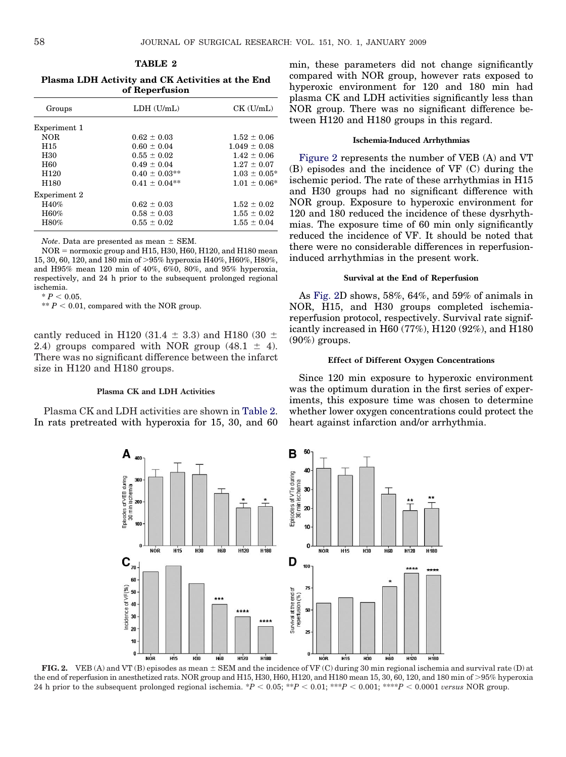**TABLE 2**

**Plasma LDH Activity and CK Activities at the End of Reperfusion**

| Groups | LDH (U/mL) | CK (U/mL) |
|---|---|---|
| Experiment 1 | | |
| NOR | 0.62 ± 0.03 | 1.52 ± 0.06 |
| H15 | 0.60 ± 0.04 | 1.049 ± 0.08 |
| H30 | 0.55 ± 0.02 | 1.42 ± 0.06 |
| H60 | 0.49 ± 0.04 | 1.27 ± 0.07 |
| H120 | 0.40 ± 0.03** | 1.03 ± 0.05* |
| H180 | 0.41 ± 0.04** | 1.01 ± 0.06* |
| Experiment 2 | | |
| H40% | 0.62 ± 0.03 | 1.52 ± 0.02 |
| H60% | 0.58 ± 0.03 | 1.55 ± 0.02 |
| H80% | 0.55 ± 0.02 | 1.55 ± 0.04 |

*Note*. Data are presented as mean ± SEM.

NOR = normoxic group and H15, H30, H60, H120, and H180 mean 15, 30, 60, 120, and 180 min of >95% hyperoxia H40%, H60%, H80%, and H95% mean 120 min of 40%, 6%0, 80%, and 95% hyperoxia, respectively, and 24 h prior to the subsequent prolonged regional ischemia.

* $P < 0.05$.

** $P < 0.01$, compared with the NOR group.

cantly reduced in H120 (31.4 ± 3.3) and H180 (30 ± 2.4) groups compared with NOR group (48.1 ± 4). There was no significant difference between the infarct size in H120 and H180 groups.

#### Plasma CK and LDH Activities

Plasma CK and LDH activities are shown in Table 2. In rats pretreated with hyperoxia for 15, 30, and 60 min, these parameters did not change significantly compared with NOR group, however rats exposed to hyperoxic environment for 120 and 180 min had plasma CK and LDH activities significantly less than NOR group. There was no significant difference between H120 and H180 groups in this regard.

#### Ischemia-Induced Arrhythmias

Figure 2 represents the number of VEB (A) and VT (B) episodes and the incidence of VF (C) during the ischemic period. The rate of these arrhythmias in H15 and H30 groups had no significant difference with NOR group. Exposure to hyperoxic environment for 120 and 180 reduced the incidence of these dysrhythmias. The exposure time of 60 min only significantly reduced the incidence of VF. It should be noted that there were no considerable differences in reperfusion-induced arrhythmias in the present work.

#### Survival at the End of Reperfusion

As Fig. 2D shows, 58%, 64%, and 59% of animals in NOR, H15, and H30 groups completed ischemia-reperfusion protocol, respectively. Survival rate significantly increased in H60 (77%), H120 (92%), and H180 (90%) groups.

#### Effect of Different Oxygen Concentrations

Since 120 min exposure to hyperoxic environment was the optimum duration in the first series of experiments, this exposure time was chosen to determine whether lower oxygen concentrations could protect the heart against infarction and/or arrhythmia.

**FIG. 2.** VEB (A) and VT (B) episodes as mean ± SEM and the incidence of VF (C) during 30 min regional ischemia and survival rate (D) at the end of reperfusion in anesthetized rats. NOR group and H15, H30, H60, H120, and H180 mean 15, 30, 60, 120, and 180 min of >95% hyperoxia 24 h prior to the subsequent prolonged regional ischemia. *$P < 0.05$; **$P < 0.01$; ***$P < 0.001$; ****$P < 0.0001$ *versus* NOR group.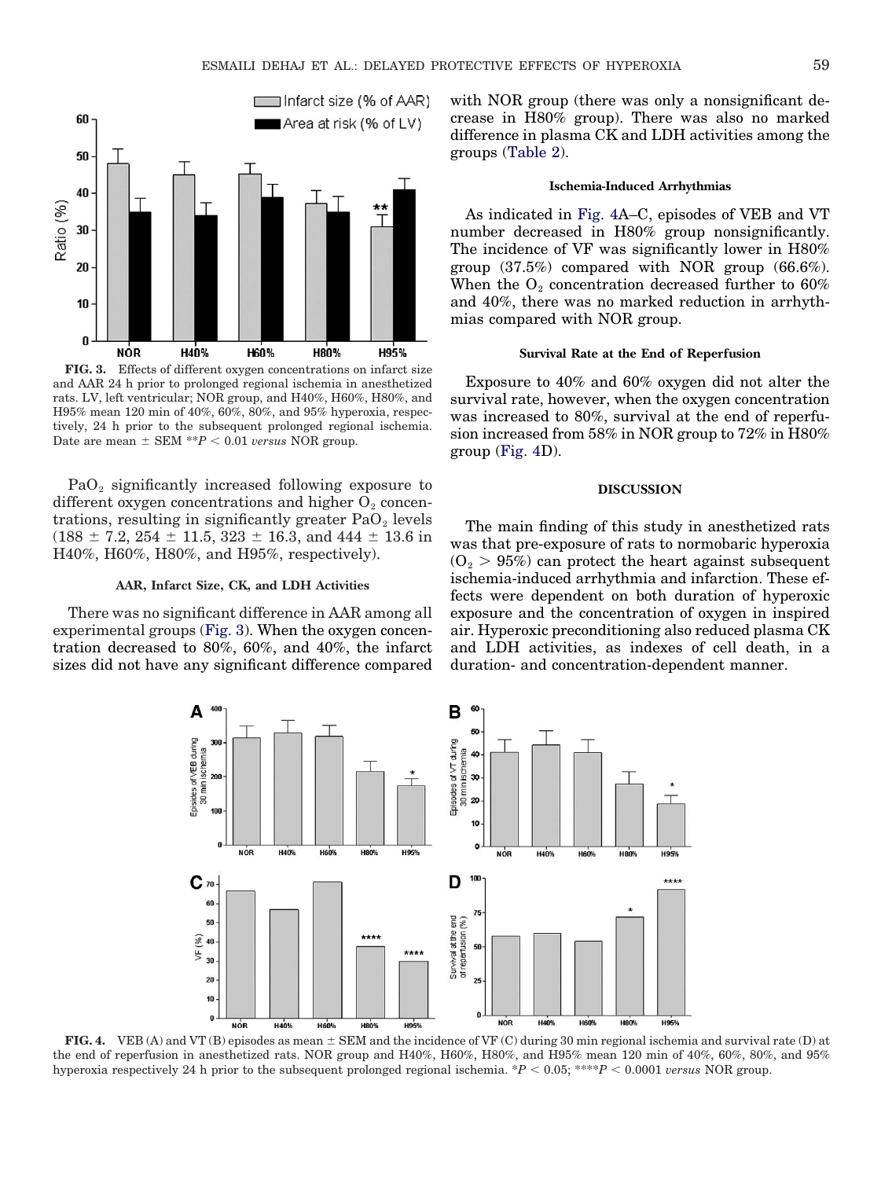FIG. 3. Effects of different oxygen concentrations on infarct size and AAR 24 h prior to prolonged regional ischemia in anesthetized rats. LV, left ventricular; NOR group, and H40%, H60%, H80%, and H95% mean 120 min of 40%, 60%, 80%, and 95% hyperoxia, respectively, 24 h prior to the subsequent prolonged regional ischemia. Date are mean ± SEM $^{**}P < 0.01$ *versus* NOR group.

$PaO_2$ significantly increased following exposure to different oxygen concentrations and higher $O_2$ concentrations, resulting in significantly greater $PaO_2$ levels (188 ± 7.2, 254 ± 11.5, 323 ± 16.3, and 444 ± 13.6 in H40%, H60%, H80%, and H95%, respectively).

#### AAR, Infarct Size, CK, and LDH Activities

There was no significant difference in AAR among all experimental groups (Fig. 3). When the oxygen concentration decreased to 80%, 60%, and 40%, the infarct sizes did not have any significant difference compared with NOR group (there was only a nonsignificant decrease in H80% group). There was also no marked difference in plasma CK and LDH activities among the groups (Table 2).

#### Ischemia-Induced Arrhythmias

As indicated in Fig. 4A–C, episodes of VEB and VT number decreased in H80% group nonsignificantly. The incidence of VF was significantly lower in H80% group (37.5%) compared with NOR group (66.6%). When the $O_2$ concentration decreased further to 60% and 40%, there was no marked reduction in arrhythmias compared with NOR group.

#### Survival Rate at the End of Reperfusion

Exposure to 40% and 60% oxygen did not alter the survival rate, however, when the oxygen concentration was increased to 80%, survival at the end of reperfusion increased from 58% in NOR group to 72% in H80% group (Fig. 4D).

## DISCUSSION

The main finding of this study in anesthetized rats was that pre-exposure of rats to normobaric hyperoxia ($O_2 > 95\%$) can protect the heart against subsequent ischemia-induced arrhythmia and infarction. These effects were dependent on both duration of hyperoxic exposure and the concentration of oxygen in inspired air. Hyperoxic preconditioning also reduced plasma CK and LDH activities, as indexes of cell death, in a duration- and concentration-dependent manner.

FIG. 4. VEB (A) and VT (B) episodes as mean ± SEM and the incidence of VF (C) during 30 min regional ischemia and survival rate (D) at the end of reperfusion in anesthetized rats. NOR group and H40%, H60%, H80%, and H95% mean 120 min of 40%, 60%, 80%, and 95% hyperoxia respectively 24 h prior to the subsequent prolonged regional ischemia. $^{*}P < 0.05$; $^{****}P < 0.0001$ *versus* NOR group.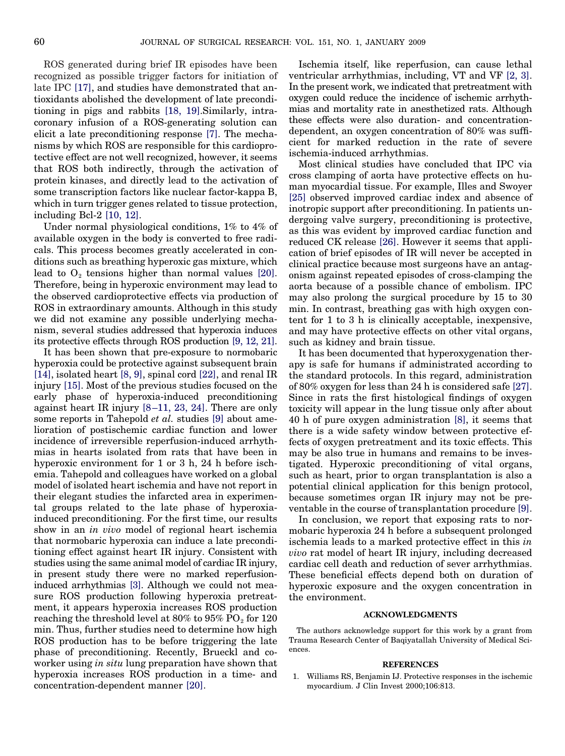ROS generated during brief IR episodes have been recognized as possible trigger factors for initiation of late IPC [17], and studies have demonstrated that antioxidants abolished the development of late preconditioning in pigs and rabbits [18, 19].Similarly, intracoronary infusion of a ROS-generating solution can elicit a late preconditioning response [7]. The mechanisms by which ROS are responsible for this cardioprotective effect are not well recognized, however, it seems that ROS both indirectly, through the activation of protein kinases, and directly lead to the activation of some transcription factors like nuclear factor-kappa B, which in turn trigger genes related to tissue protection, including Bcl-2 [10, 12].

Under normal physiological conditions, 1% to 4% of available oxygen in the body is converted to free radicals. This process becomes greatly accelerated in conditions such as breathing hyperoxic gas mixture, which lead to $O_2$ tensions higher than normal values [20]. Therefore, being in hyperoxic environment may lead to the observed cardioprotective effects via production of ROS in extraordinary amounts. Although in this study we did not examine any possible underlying mechanism, several studies addressed that hyperoxia induces its protective effects through ROS production [9, 12, 21].

It has been shown that pre-exposure to normobaric hyperoxia could be protective against subsequent brain [14], isolated heart [8, 9], spinal cord [22], and renal IR injury [15]. Most of the previous studies focused on the early phase of hyperoxia-induced preconditioning against heart IR injury [8–11, 23, 24]. There are only some reports in Tahepold *et al.* studies [9] about amelioration of postischemic cardiac function and lower incidence of irreversible reperfusion-induced arrhythmias in hearts isolated from rats that have been in hyperoxic environment for 1 or 3 h, 24 h before ischemia. Tahepold and colleagues have worked on a global model of isolated heart ischemia and have not report in their elegant studies the infarcted area in experimental groups related to the late phase of hyperoxia-induced preconditioning. For the first time, our results show in an *in vivo* model of regional heart ischemia that normobaric hyperoxia can induce a late preconditioning effect against heart IR injury. Consistent with studies using the same animal model of cardiac IR injury, in present study there were no marked reperfusion-induced arrhythmias [3]. Although we could not measure ROS production following hyperoxia pretreatment, it appears hyperoxia increases ROS production reaching the threshold level at 80% to 95% $PO_2$ for 120 min. Thus, further studies need to determine how high ROS production has to be before triggering the late phase of preconditioning. Recently, Brueckl and coworker using *in situ* lung preparation have shown that hyperoxia increases ROS production in a time- and concentration-dependent manner [20].

Ischemia itself, like reperfusion, can cause lethal ventricular arrhythmias, including, VT and VF [2, 3]. In the present work, we indicated that pretreatment with oxygen could reduce the incidence of ischemic arrhythmias and mortality rate in anesthetized rats. Although these effects were also duration- and concentration-dependent, an oxygen concentration of 80% was sufficient for marked reduction in the rate of severe ischemia-induced arrhythmias.

Most clinical studies have concluded that IPC via cross clamping of aorta have protective effects on human myocardial tissue. For example, Illes and Swoyer [25] observed improved cardiac index and absence of inotropic support after preconditioning. In patients undergoing valve surgery, preconditioning is protective, as this was evident by improved cardiac function and reduced CK release [26]. However it seems that application of brief episodes of IR will never be accepted in clinical practice because most surgeons have an antagonism against repeated episodes of cross-clamping the aorta because of a possible chance of embolism. IPC may also prolong the surgical procedure by 15 to 30 min. In contrast, breathing gas with high oxygen content for 1 to 3 h is clinically acceptable, inexpensive, and may have protective effects on other vital organs, such as kidney and brain tissue.

It has been documented that hyperoxygenation therapy is safe for humans if administrated according to the standard protocols. In this regard, administration of 80% oxygen for less than 24 h is considered safe [27]. Since in rats the first histological findings of oxygen toxicity will appear in the lung tissue only after about 40 h of pure oxygen administration [8], it seems that there is a wide safety window between protective effects of oxygen pretreatment and its toxic effects. This may be also true in humans and remains to be investigated. Hyperoxic preconditioning of vital organs, such as heart, prior to organ transplantation is also a potential clinical application for this benign protocol, because sometimes organ IR injury may not be preventable in the course of transplantation procedure [9].

In conclusion, we report that exposing rats to normobaric hyperoxia 24 h before a subsequent prolonged ischemia leads to a marked protective effect in this *in vivo* rat model of heart IR injury, including decreased cardiac cell death and reduction of sever arrhythmias. These beneficial effects depend both on duration of hyperoxic exposure and the oxygen concentration in the environment.

## ACKNOWLEDGMENTS

The authors acknowledge support for this work by a grant from Trauma Research Center of Baqiyatallah University of Medical Sciences.

## REFERENCES

1. Williams RS, Benjamin IJ. Protective responses in the ischemic myocardium. J Clin Invest 2000;106:813.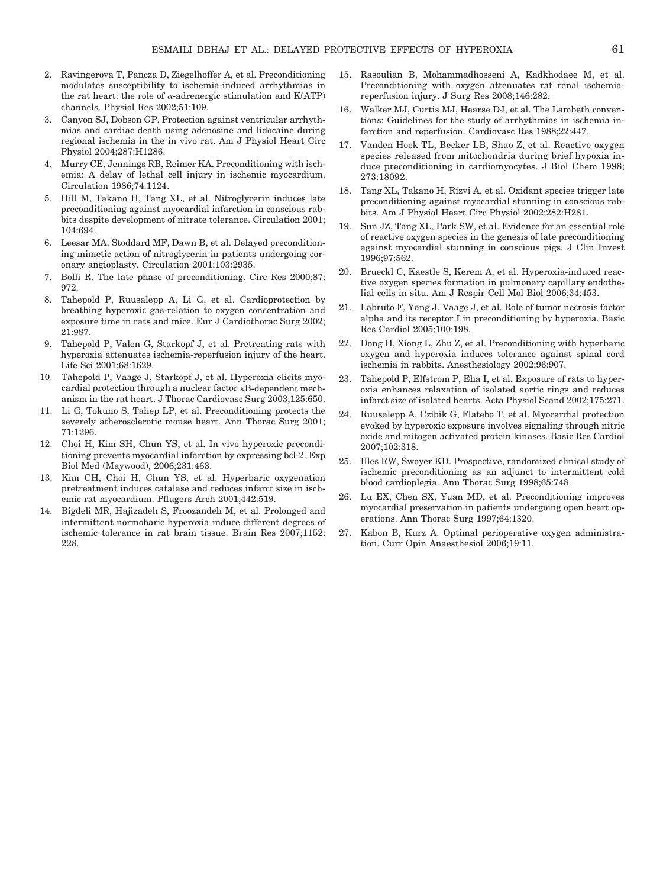2. Ravingerova T, Pancza D, Ziegelhoffer A, et al. Preconditioning modulates susceptibility to ischemia-induced arrhythmias in the rat heart: the role of $\alpha$-adrenergic stimulation and K(ATP) channels. Physiol Res 2002;51:109.
3. Canyon SJ, Dobson GP. Protection against ventricular arrhythmias and cardiac death using adenosine and lidocaine during regional ischemia in the in vivo rat. Am J Physiol Heart Circ Physiol 2004;287:H1286.
4. Murry CE, Jennings RB, Reimer KA. Preconditioning with ischemia: A delay of lethal cell injury in ischemic myocardium. Circulation 1986;74:1124.
5. Hill M, Takano H, Tang XL, et al. Nitroglycerin induces late preconditioning against myocardial infarction in conscious rabbits despite development of nitrate tolerance. Circulation 2001; 104:694.
6. Leesar MA, Stoddard MF, Dawn B, et al. Delayed preconditioning mimetic action of nitroglycerin in patients undergoing coronary angioplasty. Circulation 2001;103:2935.
7. Bolli R. The late phase of preconditioning. Circ Res 2000;87: 972.
8. Tahepold P, Ruusalepp A, Li G, et al. Cardioprotection by breathing hyperoxic gas-relation to oxygen concentration and exposure time in rats and mice. Eur J Cardiothorac Surg 2002; 21:987.
9. Tahepold P, Valen G, Starkopf J, et al. Pretreating rats with hyperoxia attenuates ischemia-reperfusion injury of the heart. Life Sci 2001;68:1629.
10. Tahepold P, Vaage J, Starkopf J, et al. Hyperoxia elicits myocardial protection through a nuclear factor $\kappa$B-dependent mechanism in the rat heart. J Thorac Cardiovasc Surg 2003;125:650.
11. Li G, Tokuno S, Tahep LP, et al. Preconditioning protects the severely atherosclerotic mouse heart. Ann Thorac Surg 2001; 71:1296.
12. Choi H, Kim SH, Chun YS, et al. In vivo hyperoxic preconditioning prevents myocardial infarction by expressing bcl-2. Exp Biol Med (Maywood), 2006;231:463.
13. Kim CH, Choi H, Chun YS, et al. Hyperbaric oxygenation pretreatment induces catalase and reduces infarct size in ischemic rat myocardium. Pflugers Arch 2001;442:519.
14. Bigdeli MR, Hajizadeh S, Froozandeh M, et al. Prolonged and intermittent normobaric hyperoxia induce different degrees of ischemic tolerance in rat brain tissue. Brain Res 2007;1152: 228.
15. Rasoulian B, Mohammadhosseni A, Kadkhodaee M, et al. Preconditioning with oxygen attenuates rat renal ischemia-reperfusion injury. J Surg Res 2008;146:282.
16. Walker MJ, Curtis MJ, Hearse DJ, et al. The Lambeth conventions: Guidelines for the study of arrhythmias in ischemia infarction and reperfusion. Cardiovasc Res 1988;22:447.
17. Vanden Hoek TL, Becker LB, Shao Z, et al. Reactive oxygen species released from mitochondria during brief hypoxia induce preconditioning in cardiomyocytes. J Biol Chem 1998; 273:18092.
18. Tang XL, Takano H, Rizvi A, et al. Oxidant species trigger late preconditioning against myocardial stunning in conscious rabbits. Am J Physiol Heart Circ Physiol 2002;282:H281.
19. Sun JZ, Tang XL, Park SW, et al. Evidence for an essential role of reactive oxygen species in the genesis of late preconditioning against myocardial stunning in conscious pigs. J Clin Invest 1996;97:562.
20. Brueckl C, Kaestle S, Kerem A, et al. Hyperoxia-induced reactive oxygen species formation in pulmonary capillary endothelial cells in situ. Am J Respir Cell Mol Biol 2006;34:453.
21. Labruto F, Yang J, Vaage J, et al. Role of tumor necrosis factor alpha and its receptor I in preconditioning by hyperoxia. Basic Res Cardiol 2005;100:198.
22. Dong H, Xiong L, Zhu Z, et al. Preconditioning with hyperbaric oxygen and hyperoxia induces tolerance against spinal cord ischemia in rabbits. Anesthesiology 2002;96:907.
23. Tahepold P, Elfstrom P, Eha I, et al. Exposure of rats to hyperoxia enhances relaxation of isolated aortic rings and reduces infarct size of isolated hearts. Acta Physiol Scand 2002;175:271.
24. Ruusalepp A, Czibik G, Flatebo T, et al. Myocardial protection evoked by hyperoxic exposure involves signaling through nitric oxide and mitogen activated protein kinases. Basic Res Cardiol 2007;102:318.
25. Illes RW, Swoyer KD. Prospective, randomized clinical study of ischemic preconditioning as an adjunct to intermittent cold blood cardioplegia. Ann Thorac Surg 1998;65:748.
26. Lu EX, Chen SX, Yuan MD, et al. Preconditioning improves myocardial preservation in patients undergoing open heart operations. Ann Thorac Surg 1997;64:1320.
27. Kabon B, Kurz A. Optimal perioperative oxygen administration. Curr Opin Anaesthesiol 2006;19:11.